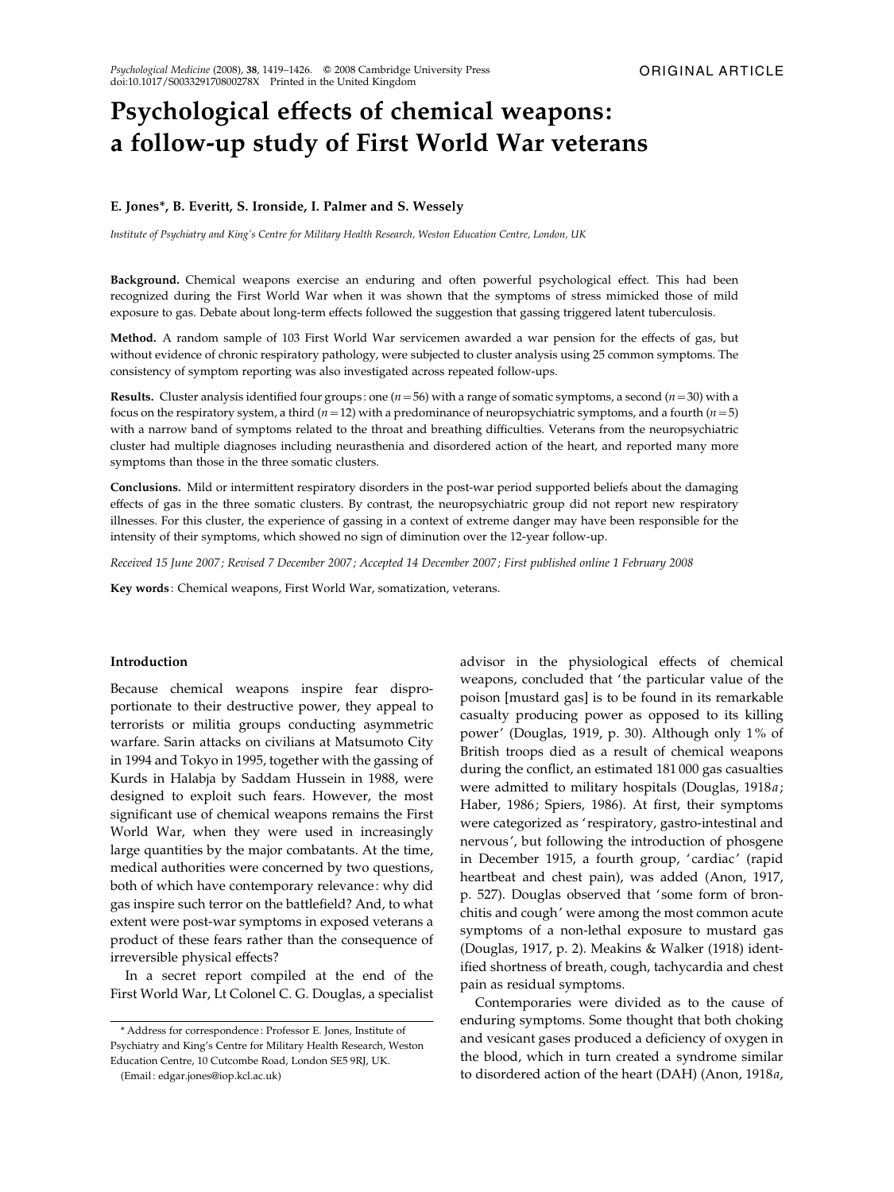ORIGINAL ARTICLE

# Psychological effects of chemical weapons: a follow-up study of First World War veterans

**E. Jones\*, B. Everitt, S. Ironside, I. Palmer and S. Wessely**

*Institute of Psychiatry and King's Centre for Military Health Research, Weston Education Centre, London, UK*

**Background.** Chemical weapons exercise an enduring and often powerful psychological effect. This had been recognized during the First World War when it was shown that the symptoms of stress mimicked those of mild exposure to gas. Debate about long-term effects followed the suggestion that gassing triggered latent tuberculosis.

**Method.** A random sample of 103 First World War servicemen awarded a war pension for the effects of gas, but without evidence of chronic respiratory pathology, were subjected to cluster analysis using 25 common symptoms. The consistency of symptom reporting was also investigated across repeated follow-ups.

**Results.** Cluster analysis identified four groups: one ($n=56$) with a range of somatic symptoms, a second ($n=30$) with a focus on the respiratory system, a third ($n=12$) with a predominance of neuropsychiatric symptoms, and a fourth ($n=5$) with a narrow band of symptoms related to the throat and breathing difficulties. Veterans from the neuropsychiatric cluster had multiple diagnoses including neurasthenia and disordered action of the heart, and reported many more symptoms than those in the three somatic clusters.

**Conclusions.** Mild or intermittent respiratory disorders in the post-war period supported beliefs about the damaging effects of gas in the three somatic clusters. By contrast, the neuropsychiatric group did not report new respiratory illnesses. For this cluster, the experience of gassing in a context of extreme danger may have been responsible for the intensity of their symptoms, which showed no sign of diminution over the 12-year follow-up.

*Received 15 June 2007; Revised 7 December 2007; Accepted 14 December 2007; First published online 1 February 2008*

**Key words**: Chemical weapons, First World War, somatization, veterans.

## Introduction

Because chemical weapons inspire fear disproportionate to their destructive power, they appeal to terrorists or militia groups conducting asymmetric warfare. Sarin attacks on civilians at Matsumoto City in 1994 and Tokyo in 1995, together with the gassing of Kurds in Halabja by Saddam Hussein in 1988, were designed to exploit such fears. However, the most significant use of chemical weapons remains the First World War, when they were used in increasingly large quantities by the major combatants. At the time, medical authorities were concerned by two questions, both of which have contemporary relevance: why did gas inspire such terror on the battlefield? And, to what extent were post-war symptoms in exposed veterans a product of these fears rather than the consequence of irreversible physical effects?

In a secret report compiled at the end of the First World War, Lt Colonel C. G. Douglas, a specialist advisor in the physiological effects of chemical weapons, concluded that 'the particular value of the poison [mustard gas] is to be found in its remarkable casualty producing power as opposed to its killing power' (Douglas, 1919, p. 30). Although only 1% of British troops died as a result of chemical weapons during the conflict, an estimated 181 000 gas casualties were admitted to military hospitals (Douglas, 1918*a*; Haber, 1986; Spiers, 1986). At first, their symptoms were categorized as 'respiratory, gastro-intestinal and nervous', but following the introduction of phosgene in December 1915, a fourth group, 'cardiac' (rapid heartbeat and chest pain), was added (Anon, 1917, p. 527). Douglas observed that 'some form of bronchitis and cough' were among the most common acute symptoms of a non-lethal exposure to mustard gas (Douglas, 1917, p. 2). Meakins & Walker (1918) identified shortness of breath, cough, tachycardia and chest pain as residual symptoms.

Contemporaries were divided as to the cause of enduring symptoms. Some thought that both choking and vesicant gases produced a deficiency of oxygen in the blood, which in turn created a syndrome similar to disordered action of the heart (DAH) (Anon, 1918*a*,

\* Address for correspondence: Professor E. Jones, Institute of Psychiatry and King's Centre for Military Health Research, Weston Education Centre, 10 Cutcombe Road, London SE5 9RJ, UK.
(Email: edgar.jones@iop.kcl.ac.uk)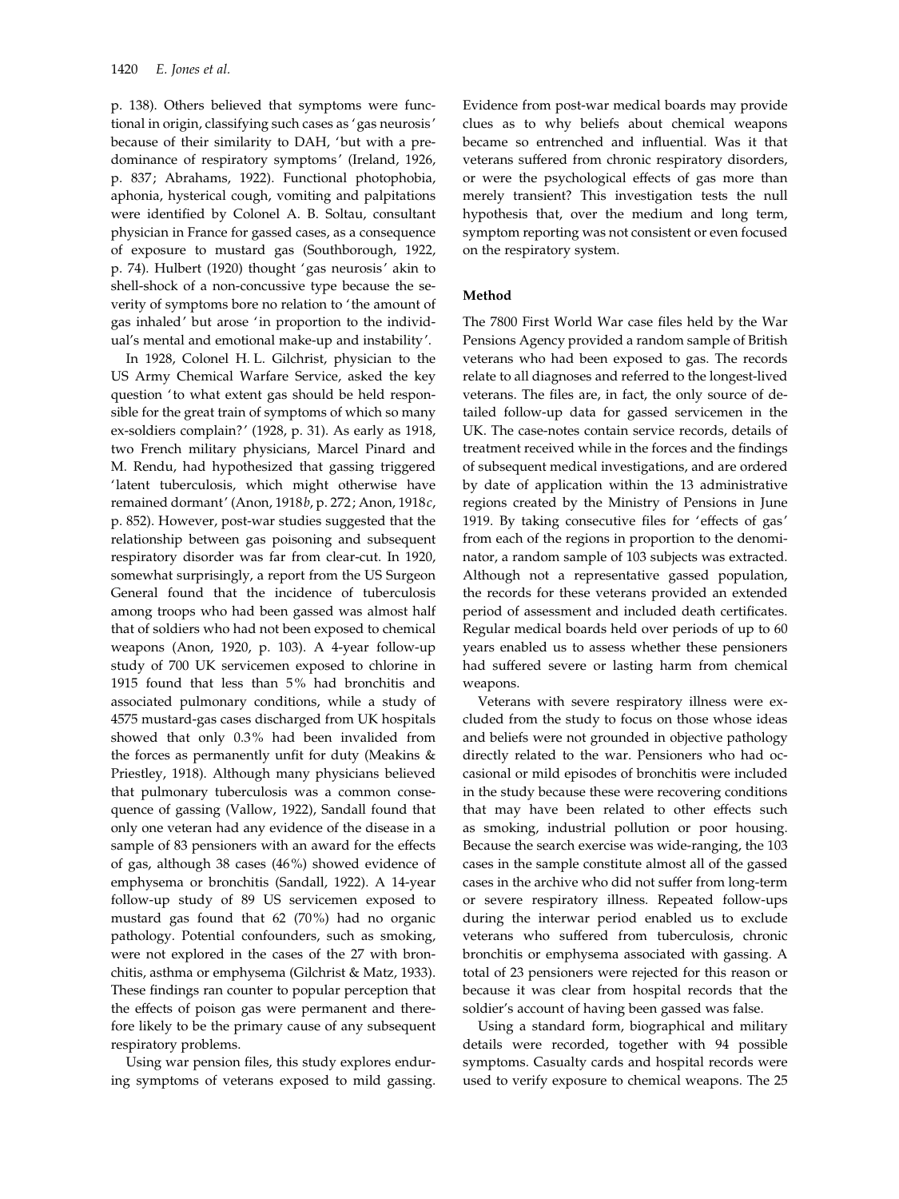p. 138). Others believed that symptoms were functional in origin, classifying such cases as 'gas neurosis' because of their similarity to DAH, 'but with a predominance of respiratory symptoms' (Ireland, 1926, p. 837; Abrahams, 1922). Functional photophobia, aphonia, hysterical cough, vomiting and palpitations were identified by Colonel A. B. Soltau, consultant physician in France for gassed cases, as a consequence of exposure to mustard gas (Southborough, 1922, p. 74). Hulbert (1920) thought 'gas neurosis' akin to shell-shock of a non-concussive type because the severity of symptoms bore no relation to 'the amount of gas inhaled' but arose 'in proportion to the individual's mental and emotional make-up and instability'.

In 1928, Colonel H. L. Gilchrist, physician to the US Army Chemical Warfare Service, asked the key question 'to what extent gas should be held responsible for the great train of symptoms of which so many ex-soldiers complain?' (1928, p. 31). As early as 1918, two French military physicians, Marcel Pinard and M. Rendu, had hypothesized that gassing triggered 'latent tuberculosis, which might otherwise have remained dormant' (Anon, 1918*b*, p. 272; Anon, 1918*c*, p. 852). However, post-war studies suggested that the relationship between gas poisoning and subsequent respiratory disorder was far from clear-cut. In 1920, somewhat surprisingly, a report from the US Surgeon General found that the incidence of tuberculosis among troops who had been gassed was almost half that of soldiers who had not been exposed to chemical weapons (Anon, 1920, p. 103). A 4-year follow-up study of 700 UK servicemen exposed to chlorine in 1915 found that less than 5% had bronchitis and associated pulmonary conditions, while a study of 4575 mustard-gas cases discharged from UK hospitals showed that only 0.3% had been invalided from the forces as permanently unfit for duty (Meakins & Priestley, 1918). Although many physicians believed that pulmonary tuberculosis was a common consequence of gassing (Vallow, 1922), Sandall found that only one veteran had any evidence of the disease in a sample of 83 pensioners with an award for the effects of gas, although 38 cases (46%) showed evidence of emphysema or bronchitis (Sandall, 1922). A 14-year follow-up study of 89 US servicemen exposed to mustard gas found that 62 (70%) had no organic pathology. Potential confounders, such as smoking, were not explored in the cases of the 27 with bronchitis, asthma or emphysema (Gilchrist & Matz, 1933). These findings ran counter to popular perception that the effects of poison gas were permanent and therefore likely to be the primary cause of any subsequent respiratory problems.

Using war pension files, this study explores enduring symptoms of veterans exposed to mild gassing. Evidence from post-war medical boards may provide clues as to why beliefs about chemical weapons became so entrenched and influential. Was it that veterans suffered from chronic respiratory disorders, or were the psychological effects of gas more than merely transient? This investigation tests the null hypothesis that, over the medium and long term, symptom reporting was not consistent or even focused on the respiratory system.

## Method

The 7800 First World War case files held by the War Pensions Agency provided a random sample of British veterans who had been exposed to gas. The records relate to all diagnoses and referred to the longest-lived veterans. The files are, in fact, the only source of detailed follow-up data for gassed servicemen in the UK. The case-notes contain service records, details of treatment received while in the forces and the findings of subsequent medical investigations, and are ordered by date of application within the 13 administrative regions created by the Ministry of Pensions in June 1919. By taking consecutive files for 'effects of gas' from each of the regions in proportion to the denominator, a random sample of 103 subjects was extracted. Although not a representative gassed population, the records for these veterans provided an extended period of assessment and included death certificates. Regular medical boards held over periods of up to 60 years enabled us to assess whether these pensioners had suffered severe or lasting harm from chemical weapons.

Veterans with severe respiratory illness were excluded from the study to focus on those whose ideas and beliefs were not grounded in objective pathology directly related to the war. Pensioners who had occasional or mild episodes of bronchitis were included in the study because these were recovering conditions that may have been related to other effects such as smoking, industrial pollution or poor housing. Because the search exercise was wide-ranging, the 103 cases in the sample constitute almost all of the gassed cases in the archive who did not suffer from long-term or severe respiratory illness. Repeated follow-ups during the interwar period enabled us to exclude veterans who suffered from tuberculosis, chronic bronchitis or emphysema associated with gassing. A total of 23 pensioners were rejected for this reason or because it was clear from hospital records that the soldier's account of having been gassed was false.

Using a standard form, biographical and military details were recorded, together with 94 possible symptoms. Casualty cards and hospital records were used to verify exposure to chemical weapons. The 25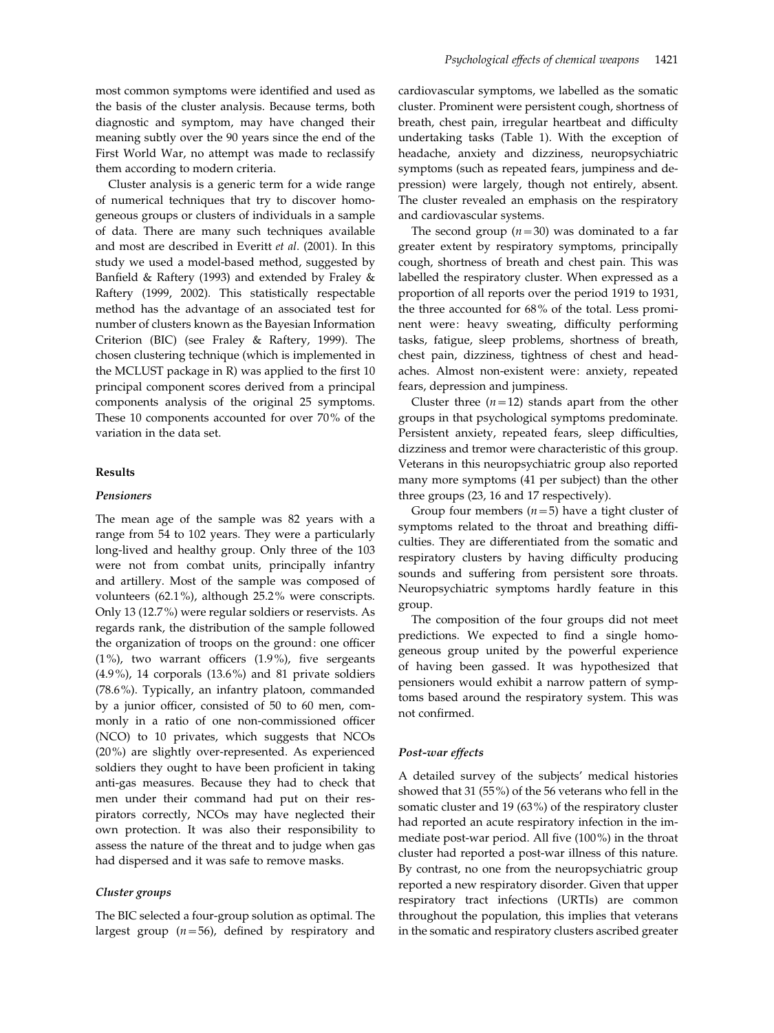most common symptoms were identified and used as the basis of the cluster analysis. Because terms, both diagnostic and symptom, may have changed their meaning subtly over the 90 years since the end of the First World War, no attempt was made to reclassify them according to modern criteria.

Cluster analysis is a generic term for a wide range of numerical techniques that try to discover homogeneous groups or clusters of individuals in a sample of data. There are many such techniques available and most are described in Everitt *et al*. (2001). In this study we used a model-based method, suggested by Banfield & Raftery (1993) and extended by Fraley & Raftery (1999, 2002). This statistically respectable method has the advantage of an associated test for number of clusters known as the Bayesian Information Criterion (BIC) (see Fraley & Raftery, 1999). The chosen clustering technique (which is implemented in the MCLUST package in R) was applied to the first 10 principal component scores derived from a principal components analysis of the original 25 symptoms. These 10 components accounted for over 70% of the variation in the data set.

## Results

### *Pensioners*

The mean age of the sample was 82 years with a range from 54 to 102 years. They were a particularly long-lived and healthy group. Only three of the 103 were not from combat units, principally infantry and artillery. Most of the sample was composed of volunteers (62.1%), although 25.2% were conscripts. Only 13 (12.7%) were regular soldiers or reservists. As regards rank, the distribution of the sample followed the organization of troops on the ground: one officer (1%), two warrant officers (1.9%), five sergeants (4.9%), 14 corporals (13.6%) and 81 private soldiers (78.6%). Typically, an infantry platoon, commanded by a junior officer, consisted of 50 to 60 men, commonly in a ratio of one non-commissioned officer (NCO) to 10 privates, which suggests that NCOs (20%) are slightly over-represented. As experienced soldiers they ought to have been proficient in taking anti-gas measures. Because they had to check that men under their command had put on their respirators correctly, NCOs may have neglected their own protection. It was also their responsibility to assess the nature of the threat and to judge when gas had dispersed and it was safe to remove masks.

### *Cluster groups*

The BIC selected a four-group solution as optimal. The largest group ($n=56$), defined by respiratory and cardiovascular symptoms, we labelled as the somatic cluster. Prominent were persistent cough, shortness of breath, chest pain, irregular heartbeat and difficulty undertaking tasks (Table 1). With the exception of headache, anxiety and dizziness, neuropsychiatric symptoms (such as repeated fears, jumpiness and depression) were largely, though not entirely, absent. The cluster revealed an emphasis on the respiratory and cardiovascular systems.

The second group ($n=30$) was dominated to a far greater extent by respiratory symptoms, principally cough, shortness of breath and chest pain. This was labelled the respiratory cluster. When expressed as a proportion of all reports over the period 1919 to 1931, the three accounted for 68% of the total. Less prominent were: heavy sweating, difficulty performing tasks, fatigue, sleep problems, shortness of breath, chest pain, dizziness, tightness of chest and headaches. Almost non-existent were: anxiety, repeated fears, depression and jumpiness.

Cluster three ($n=12$) stands apart from the other groups in that psychological symptoms predominate. Persistent anxiety, repeated fears, sleep difficulties, dizziness and tremor were characteristic of this group. Veterans in this neuropsychiatric group also reported many more symptoms (41 per subject) than the other three groups (23, 16 and 17 respectively).

Group four members ($n=5$) have a tight cluster of symptoms related to the throat and breathing difficulties. They are differentiated from the somatic and respiratory clusters by having difficulty producing sounds and suffering from persistent sore throats. Neuropsychiatric symptoms hardly feature in this group.

The composition of the four groups did not meet predictions. We expected to find a single homogeneous group united by the powerful experience of having been gassed. It was hypothesized that pensioners would exhibit a narrow pattern of symptoms based around the respiratory system. This was not confirmed.

### *Post-war effects*

A detailed survey of the subjects' medical histories showed that 31 (55%) of the 56 veterans who fell in the somatic cluster and 19 (63%) of the respiratory cluster had reported an acute respiratory infection in the immediate post-war period. All five (100%) in the throat cluster had reported a post-war illness of this nature. By contrast, no one from the neuropsychiatric group reported a new respiratory disorder. Given that upper respiratory tract infections (URTIs) are common throughout the population, this implies that veterans in the somatic and respiratory clusters ascribed greater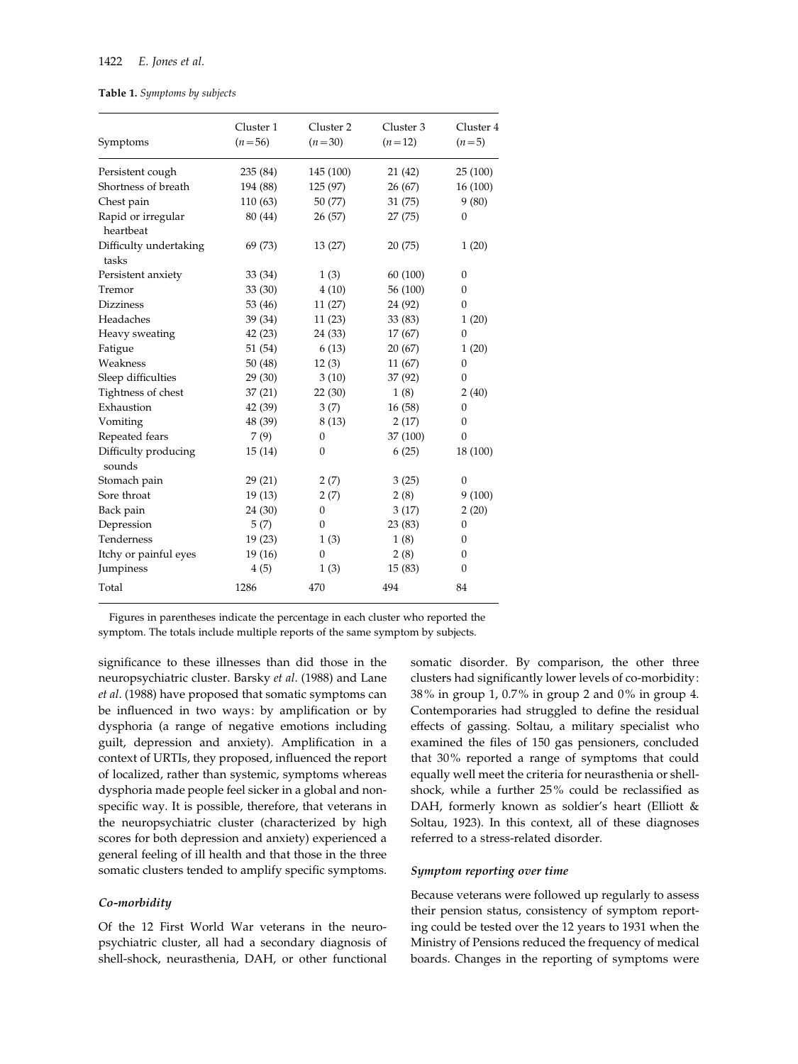**Table 1.** *Symptoms by subjects*

| Symptoms | Cluster 1 ($n=56$) | Cluster 2 ($n=30$) | Cluster 3 ($n=12$) | Cluster 4 ($n=5$) |
|---|---|---|---|---|
| Persistent cough | 235 (84) | 145 (100) | 21 (42) | 25 (100) |
| Shortness of breath | 194 (88) | 125 (97) | 26 (67) | 16 (100) |
| Chest pain | 110 (63) | 50 (77) | 31 (75) | 9 (80) |
| Rapid or irregular heartbeat | 80 (44) | 26 (57) | 27 (75) | 0 |
| Difficulty undertaking tasks | 69 (73) | 13 (27) | 20 (75) | 1 (20) |
| Persistent anxiety | 33 (34) | 1 (3) | 60 (100) | 0 |
| Tremor | 33 (30) | 4 (10) | 56 (100) | 0 |
| Dizziness | 53 (46) | 11 (27) | 24 (92) | 0 |
| Headaches | 39 (34) | 11 (23) | 33 (83) | 1 (20) |
| Heavy sweating | 42 (23) | 24 (33) | 17 (67) | 0 |
| Fatigue | 51 (54) | 6 (13) | 20 (67) | 1 (20) |
| Weakness | 50 (48) | 12 (3) | 11 (67) | 0 |
| Sleep difficulties | 29 (30) | 3 (10) | 37 (92) | 0 |
| Tightness of chest | 37 (21) | 22 (30) | 1 (8) | 2 (40) |
| Exhaustion | 42 (39) | 3 (7) | 16 (58) | 0 |
| Vomiting | 48 (39) | 8 (13) | 2 (17) | 0 |
| Repeated fears | 7 (9) | 0 | 37 (100) | 0 |
| Difficulty producing sounds | 15 (14) | 0 | 6 (25) | 18 (100) |
| Stomach pain | 29 (21) | 2 (7) | 3 (25) | 0 |
| Sore throat | 19 (13) | 2 (7) | 2 (8) | 9 (100) |
| Back pain | 24 (30) | 0 | 3 (17) | 2 (20) |
| Depression | 5 (7) | 0 | 23 (83) | 0 |
| Tenderness | 19 (23) | 1 (3) | 1 (8) | 0 |
| Itchy or painful eyes | 19 (16) | 0 | 2 (8) | 0 |
| Jumpiness | 4 (5) | 1 (3) | 15 (83) | 0 |
| Total | 1286 | 470 | 494 | 84 |

Figures in parentheses indicate the percentage in each cluster who reported the symptom. The totals include multiple reports of the same symptom by subjects.

significance to these illnesses than did those in the neuropsychiatric cluster. Barsky *et al*. (1988) and Lane *et al*. (1988) have proposed that somatic symptoms can be influenced in two ways: by amplification or by dysphoria (a range of negative emotions including guilt, depression and anxiety). Amplification in a context of URTIs, they proposed, influenced the report of localized, rather than systemic, symptoms whereas dysphoria made people feel sicker in a global and non-specific way. It is possible, therefore, that veterans in the neuropsychiatric cluster (characterized by high scores for both depression and anxiety) experienced a general feeling of ill health and that those in the three somatic clusters tended to amplify specific symptoms.

### *Co-morbidity*

Of the 12 First World War veterans in the neuropsychiatric cluster, all had a secondary diagnosis of shell-shock, neurasthenia, DAH, or other functional somatic disorder. By comparison, the other three clusters had significantly lower levels of co-morbidity: 38% in group 1, 0.7% in group 2 and 0% in group 4. Contemporaries had struggled to define the residual effects of gassing. Soltau, a military specialist who examined the files of 150 gas pensioners, concluded that 30% reported a range of symptoms that could equally well meet the criteria for neurasthenia or shell-shock, while a further 25% could be reclassified as DAH, formerly known as soldier's heart (Elliott & Soltau, 1923). In this context, all of these diagnoses referred to a stress-related disorder.

### *Symptom reporting over time*

Because veterans were followed up regularly to assess their pension status, consistency of symptom reporting could be tested over the 12 years to 1931 when the Ministry of Pensions reduced the frequency of medical boards. Changes in the reporting of symptoms were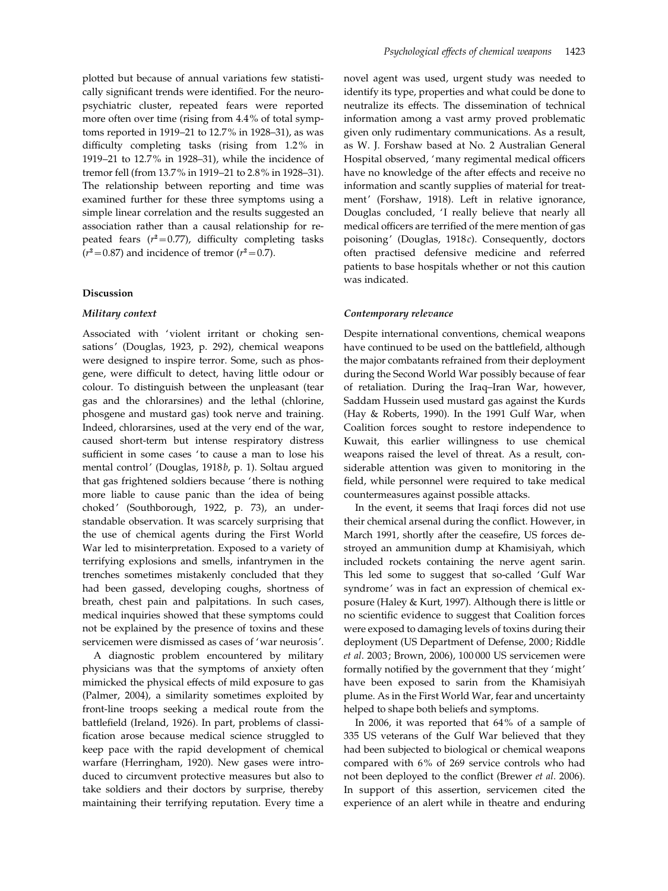plotted but because of annual variations few statistically significant trends were identified. For the neuropsychiatric cluster, repeated fears were reported more often over time (rising from 4.4% of total symptoms reported in 1919–21 to 12.7% in 1928–31), as was difficulty completing tasks (rising from 1.2% in 1919–21 to 12.7% in 1928–31), while the incidence of tremor fell (from 13.7% in 1919–21 to 2.8% in 1928–31). The relationship between reporting and time was examined further for these three symptoms using a simple linear correlation and the results suggested an association rather than a causal relationship for repeated fears ($r^2=0.77$), difficulty completing tasks ($r^2=0.87$) and incidence of tremor ($r^2=0.7$).

## Discussion

### *Military context*

Associated with 'violent irritant or choking sensations' (Douglas, 1923, p. 292), chemical weapons were designed to inspire terror. Some, such as phosgene, were difficult to detect, having little odour or colour. To distinguish between the unpleasant (tear gas and the chlorarsines) and the lethal (chlorine, phosgene and mustard gas) took nerve and training. Indeed, chlorarsines, used at the very end of the war, caused short-term but intense respiratory distress sufficient in some cases 'to cause a man to lose his mental control' (Douglas, 1918*b*, p. 1). Soltau argued that gas frightened soldiers because 'there is nothing more liable to cause panic than the idea of being choked' (Southborough, 1922, p. 73), an understandable observation. It was scarcely surprising that the use of chemical agents during the First World War led to misinterpretation. Exposed to a variety of terrifying explosions and smells, infantrymen in the trenches sometimes mistakenly concluded that they had been gassed, developing coughs, shortness of breath, chest pain and palpitations. In such cases, medical inquiries showed that these symptoms could not be explained by the presence of toxins and these servicemen were dismissed as cases of 'war neurosis'.

A diagnostic problem encountered by military physicians was that the symptoms of anxiety often mimicked the physical effects of mild exposure to gas (Palmer, 2004), a similarity sometimes exploited by front-line troops seeking a medical route from the battlefield (Ireland, 1926). In part, problems of classification arose because medical science struggled to keep pace with the rapid development of chemical warfare (Herringham, 1920). New gases were introduced to circumvent protective measures but also to take soldiers and their doctors by surprise, thereby maintaining their terrifying reputation. Every time a novel agent was used, urgent study was needed to identify its type, properties and what could be done to neutralize its effects. The dissemination of technical information among a vast army proved problematic given only rudimentary communications. As a result, as W. J. Forshaw based at No. 2 Australian General Hospital observed, 'many regimental medical officers have no knowledge of the after effects and receive no information and scantly supplies of material for treatment' (Forshaw, 1918). Left in relative ignorance, Douglas concluded, 'I really believe that nearly all medical officers are terrified of the mere mention of gas poisoning' (Douglas, 1918*c*). Consequently, doctors often practised defensive medicine and referred patients to base hospitals whether or not this caution was indicated.

### *Contemporary relevance*

Despite international conventions, chemical weapons have continued to be used on the battlefield, although the major combatants refrained from their deployment during the Second World War possibly because of fear of retaliation. During the Iraq–Iran War, however, Saddam Hussein used mustard gas against the Kurds (Hay & Roberts, 1990). In the 1991 Gulf War, when Coalition forces sought to restore independence to Kuwait, this earlier willingness to use chemical weapons raised the level of threat. As a result, considerable attention was given to monitoring in the field, while personnel were required to take medical countermeasures against possible attacks.

In the event, it seems that Iraqi forces did not use their chemical arsenal during the conflict. However, in March 1991, shortly after the ceasefire, US forces destroyed an ammunition dump at Khamisiyah, which included rockets containing the nerve agent sarin. This led some to suggest that so-called 'Gulf War syndrome' was in fact an expression of chemical exposure (Haley & Kurt, 1997). Although there is little or no scientific evidence to suggest that Coalition forces were exposed to damaging levels of toxins during their deployment (US Department of Defense, 2000; Riddle *et al*. 2003; Brown, 2006), 100 000 US servicemen were formally notified by the government that they 'might' have been exposed to sarin from the Khamisiyah plume. As in the First World War, fear and uncertainty helped to shape both beliefs and symptoms.

In 2006, it was reported that 64% of a sample of 335 US veterans of the Gulf War believed that they had been subjected to biological or chemical weapons compared with 6% of 269 service controls who had not been deployed to the conflict (Brewer *et al*. 2006). In support of this assertion, servicemen cited the experience of an alert while in theatre and enduring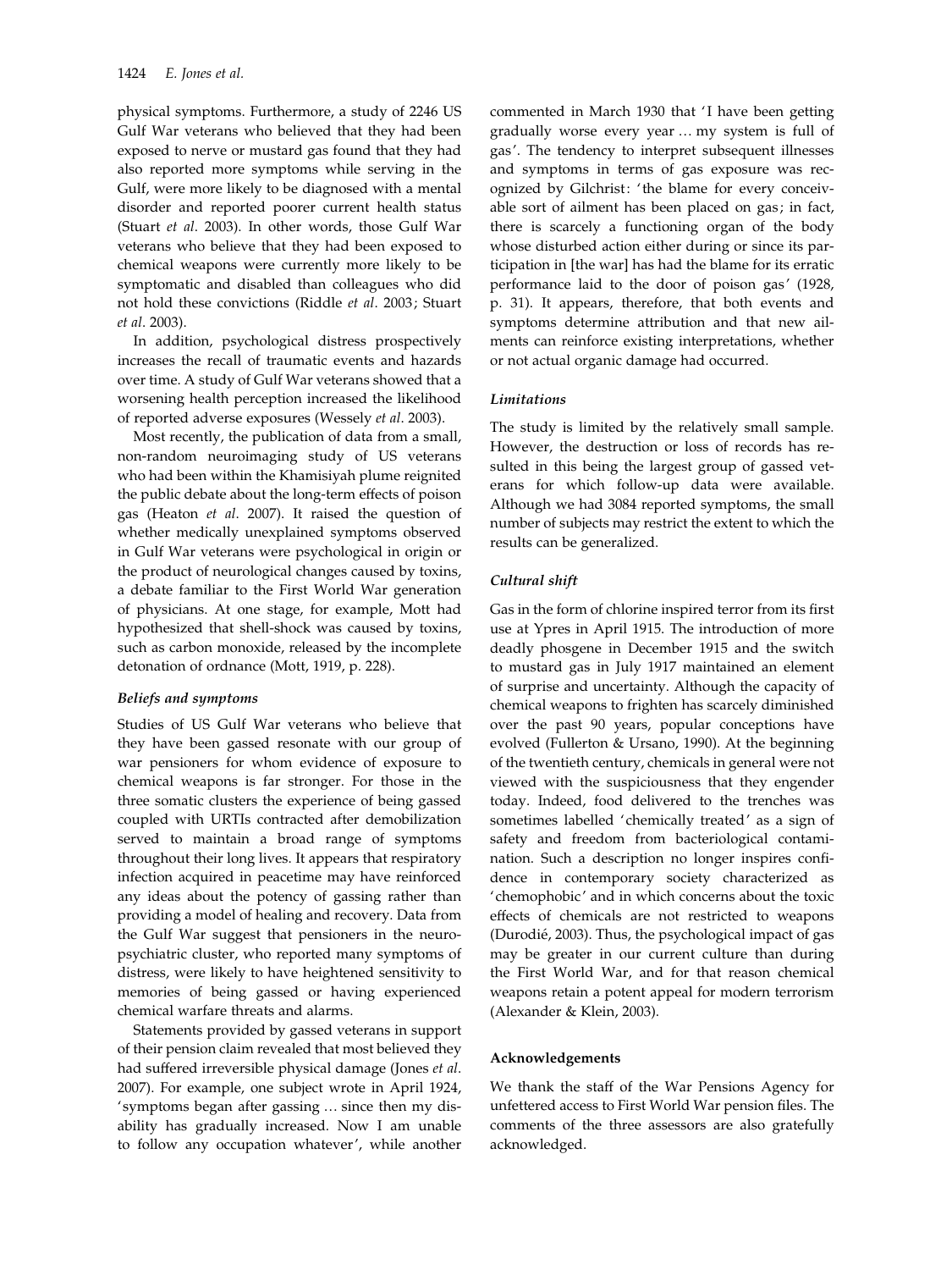physical symptoms. Furthermore, a study of 2246 US Gulf War veterans who believed that they had been exposed to nerve or mustard gas found that they had also reported more symptoms while serving in the Gulf, were more likely to be diagnosed with a mental disorder and reported poorer current health status (Stuart *et al*. 2003). In other words, those Gulf War veterans who believe that they had been exposed to chemical weapons were currently more likely to be symptomatic and disabled than colleagues who did not hold these convictions (Riddle *et al*. 2003; Stuart *et al*. 2003).

In addition, psychological distress prospectively increases the recall of traumatic events and hazards over time. A study of Gulf War veterans showed that a worsening health perception increased the likelihood of reported adverse exposures (Wessely *et al*. 2003).

Most recently, the publication of data from a small, non-random neuroimaging study of US veterans who had been within the Khamisiyah plume reignited the public debate about the long-term effects of poison gas (Heaton *et al*. 2007). It raised the question of whether medically unexplained symptoms observed in Gulf War veterans were psychological in origin or the product of neurological changes caused by toxins, a debate familiar to the First World War generation of physicians. At one stage, for example, Mott had hypothesized that shell-shock was caused by toxins, such as carbon monoxide, released by the incomplete detonation of ordnance (Mott, 1919, p. 228).

### *Beliefs and symptoms*

Studies of US Gulf War veterans who believe that they have been gassed resonate with our group of war pensioners for whom evidence of exposure to chemical weapons is far stronger. For those in the three somatic clusters the experience of being gassed coupled with URTIs contracted after demobilization served to maintain a broad range of symptoms throughout their long lives. It appears that respiratory infection acquired in peacetime may have reinforced any ideas about the potency of gassing rather than providing a model of healing and recovery. Data from the Gulf War suggest that pensioners in the neuropsychiatric cluster, who reported many symptoms of distress, were likely to have heightened sensitivity to memories of being gassed or having experienced chemical warfare threats and alarms.

Statements provided by gassed veterans in support of their pension claim revealed that most believed they had suffered irreversible physical damage (Jones *et al*. 2007). For example, one subject wrote in April 1924, 'symptoms began after gassing … since then my disability has gradually increased. Now I am unable to follow any occupation whatever', while another commented in March 1930 that 'I have been getting gradually worse every year … my system is full of gas'. The tendency to interpret subsequent illnesses and symptoms in terms of gas exposure was recognized by Gilchrist: 'the blame for every conceivable sort of ailment has been placed on gas; in fact, there is scarcely a functioning organ of the body whose disturbed action either during or since its participation in [the war] has had the blame for its erratic performance laid to the door of poison gas' (1928, p. 31). It appears, therefore, that both events and symptoms determine attribution and that new ailments can reinforce existing interpretations, whether or not actual organic damage had occurred.

### *Limitations*

The study is limited by the relatively small sample. However, the destruction or loss of records has resulted in this being the largest group of gassed veterans for which follow-up data were available. Although we had 3084 reported symptoms, the small number of subjects may restrict the extent to which the results can be generalized.

### *Cultural shift*

Gas in the form of chlorine inspired terror from its first use at Ypres in April 1915. The introduction of more deadly phosgene in December 1915 and the switch to mustard gas in July 1917 maintained an element of surprise and uncertainty. Although the capacity of chemical weapons to frighten has scarcely diminished over the past 90 years, popular conceptions have evolved (Fullerton & Ursano, 1990). At the beginning of the twentieth century, chemicals in general were not viewed with the suspiciousness that they engender today. Indeed, food delivered to the trenches was sometimes labelled 'chemically treated' as a sign of safety and freedom from bacteriological contamination. Such a description no longer inspires confidence in contemporary society characterized as 'chemophobic' and in which concerns about the toxic effects of chemicals are not restricted to weapons (Durodié, 2003). Thus, the psychological impact of gas may be greater in our current culture than during the First World War, and for that reason chemical weapons retain a potent appeal for modern terrorism (Alexander & Klein, 2003).

## Acknowledgements

We thank the staff of the War Pensions Agency for unfettered access to First World War pension files. The comments of the three assessors are also gratefully acknowledged.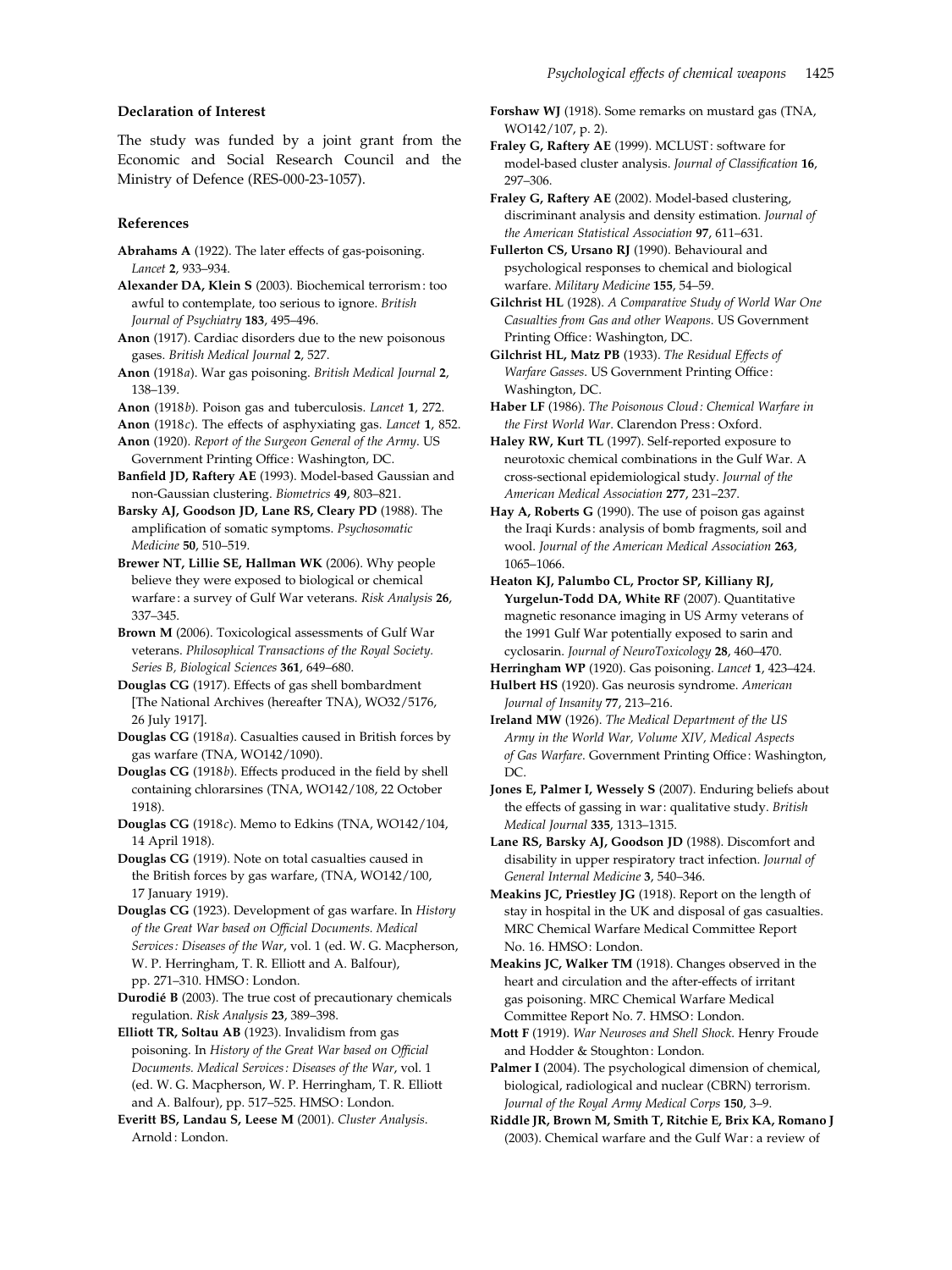## Declaration of Interest

The study was funded by a joint grant from the Economic and Social Research Council and the Ministry of Defence (RES-000-23-1057).

## References

**Abrahams A** (1922). The later effects of gas-poisoning. *Lancet* **2**, 933–934.

**Alexander DA, Klein S** (2003). Biochemical terrorism: too awful to contemplate, too serious to ignore. *British Journal of Psychiatry* **183**, 495–496.

**Anon** (1917). Cardiac disorders due to the new poisonous gases. *British Medical Journal* **2**, 527.

**Anon** (1918*a*). War gas poisoning. *British Medical Journal* **2**, 138–139.

**Anon** (1918*b*). Poison gas and tuberculosis. *Lancet* **1**, 272.

**Anon** (1918*c*). The effects of asphyxiating gas. *Lancet* **1**, 852.

**Anon** (1920). *Report of the Surgeon General of the Army*. US Government Printing Office: Washington, DC.

**Banfield JD, Raftery AE** (1993). Model-based Gaussian and non-Gaussian clustering. *Biometrics* **49**, 803–821.

**Barsky AJ, Goodson JD, Lane RS, Cleary PD** (1988). The amplification of somatic symptoms. *Psychosomatic Medicine* **50**, 510–519.

**Brewer NT, Lillie SE, Hallman WK** (2006). Why people believe they were exposed to biological or chemical warfare: a survey of Gulf War veterans. *Risk Analysis* **26**, 337–345.

**Brown M** (2006). Toxicological assessments of Gulf War veterans. *Philosophical Transactions of the Royal Society. Series B, Biological Sciences* **361**, 649–680.

**Douglas CG** (1917). Effects of gas shell bombardment [The National Archives (hereafter TNA), WO32/5176, 26 July 1917].

**Douglas CG** (1918*a*). Casualties caused in British forces by gas warfare (TNA, WO142/1090).

**Douglas CG** (1918*b*). Effects produced in the field by shell containing chlorarsines (TNA, WO142/108, 22 October 1918).

**Douglas CG** (1918*c*). Memo to Edkins (TNA, WO142/104, 14 April 1918).

**Douglas CG** (1919). Note on total casualties caused in the British forces by gas warfare, (TNA, WO142/100, 17 January 1919).

**Douglas CG** (1923). Development of gas warfare. In *History of the Great War based on Official Documents. Medical Services: Diseases of the War*, vol. 1 (ed. W. G. Macpherson, W. P. Herringham, T. R. Elliott and A. Balfour), pp. 271–310. HMSO: London.

**Durodié B** (2003). The true cost of precautionary chemicals regulation. *Risk Analysis* **23**, 389–398.

**Elliott TR, Soltau AB** (1923). Invalidism from gas poisoning. In *History of the Great War based on Official Documents. Medical Services: Diseases of the War*, vol. 1 (ed. W. G. Macpherson, W. P. Herringham, T. R. Elliott and A. Balfour), pp. 517–525. HMSO: London.

**Everitt BS, Landau S, Leese M** (2001). *Cluster Analysis*. Arnold: London.

**Forshaw WJ** (1918). Some remarks on mustard gas (TNA, WO142/107, p. 2).

**Fraley G, Raftery AE** (1999). MCLUST: software for model-based cluster analysis. *Journal of Classification* **16**, 297–306.

**Fraley G, Raftery AE** (2002). Model-based clustering, discriminant analysis and density estimation. *Journal of the American Statistical Association* **97**, 611–631.

**Fullerton CS, Ursano RJ** (1990). Behavioural and psychological responses to chemical and biological warfare. *Military Medicine* **155**, 54–59.

**Gilchrist HL** (1928). *A Comparative Study of World War One Casualties from Gas and other Weapons*. US Government Printing Office: Washington, DC.

**Gilchrist HL, Matz PB** (1933). *The Residual Effects of Warfare Gasses*. US Government Printing Office: Washington, DC.

**Haber LF** (1986). *The Poisonous Cloud: Chemical Warfare in the First World War*. Clarendon Press: Oxford.

**Haley RW, Kurt TL** (1997). Self-reported exposure to neurotoxic chemical combinations in the Gulf War. A cross-sectional epidemiological study. *Journal of the American Medical Association* **277**, 231–237.

**Hay A, Roberts G** (1990). The use of poison gas against the Iraqi Kurds: analysis of bomb fragments, soil and wool. *Journal of the American Medical Association* **263**, 1065–1066.

**Heaton KJ, Palumbo CL, Proctor SP, Killiany RJ, Yurgelun-Todd DA, White RF** (2007). Quantitative magnetic resonance imaging in US Army veterans of the 1991 Gulf War potentially exposed to sarin and cyclosarin. *Journal of NeuroToxicology* **28**, 460–470.

**Herringham WP** (1920). Gas poisoning. *Lancet* **1**, 423–424.

**Hulbert HS** (1920). Gas neurosis syndrome. *American Journal of Insanity* **77**, 213–216.

**Ireland MW** (1926). *The Medical Department of the US Army in the World War, Volume XIV, Medical Aspects of Gas Warfare*. Government Printing Office: Washington, DC.

**Jones E, Palmer I, Wessely S** (2007). Enduring beliefs about the effects of gassing in war: qualitative study. *British Medical Journal* **335**, 1313–1315.

**Lane RS, Barsky AJ, Goodson JD** (1988). Discomfort and disability in upper respiratory tract infection. *Journal of General Internal Medicine* **3**, 540–346.

**Meakins JC, Priestley JG** (1918). Report on the length of stay in hospital in the UK and disposal of gas casualties. MRC Chemical Warfare Medical Committee Report No. 16. HMSO: London.

**Meakins JC, Walker TM** (1918). Changes observed in the heart and circulation and the after-effects of irritant gas poisoning. MRC Chemical Warfare Medical Committee Report No. 7. HMSO: London.

**Mott F** (1919). *War Neuroses and Shell Shock*. Henry Froude and Hodder & Stoughton: London.

**Palmer I** (2004). The psychological dimension of chemical, biological, radiological and nuclear (CBRN) terrorism. *Journal of the Royal Army Medical Corps* **150**, 3–9.

**Riddle JR, Brown M, Smith T, Ritchie E, Brix KA, Romano J** (2003). Chemical warfare and the Gulf War: a review of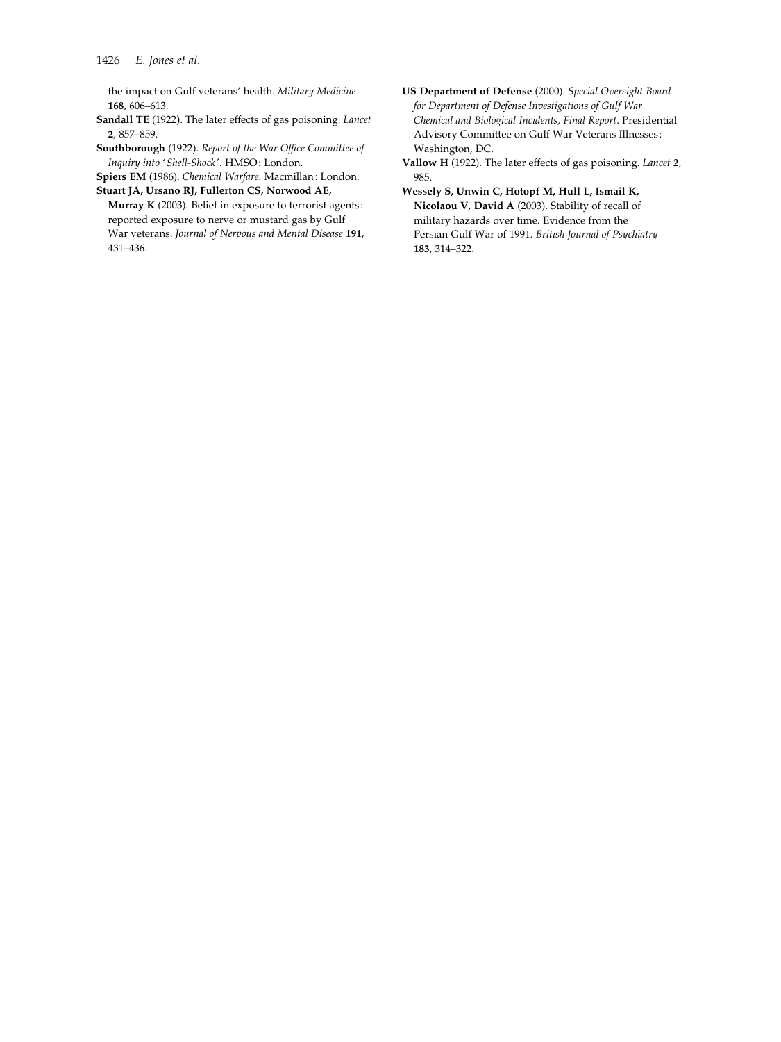the impact on Gulf veterans' health. *Military Medicine* **168**, 606–613.

**Sandall TE** (1922). The later effects of gas poisoning. *Lancet* **2**, 857–859.

**Southborough** (1922). *Report of the War Office Committee of Inquiry into 'Shell-Shock'*. HMSO: London.

**Spiers EM** (1986). *Chemical Warfare*. Macmillan: London.

**Stuart JA, Ursano RJ, Fullerton CS, Norwood AE, Murray K** (2003). Belief in exposure to terrorist agents: reported exposure to nerve or mustard gas by Gulf War veterans. *Journal of Nervous and Mental Disease* **191**, 431–436.

**US Department of Defense** (2000). *Special Oversight Board for Department of Defense Investigations of Gulf War Chemical and Biological Incidents, Final Report*. Presidential Advisory Committee on Gulf War Veterans Illnesses: Washington, DC.

**Vallow H** (1922). The later effects of gas poisoning. *Lancet* **2**, 985.

**Wessely S, Unwin C, Hotopf M, Hull L, Ismail K, Nicolaou V, David A** (2003). Stability of recall of military hazards over time. Evidence from the Persian Gulf War of 1991. *British Journal of Psychiatry* **183**, 314–322.